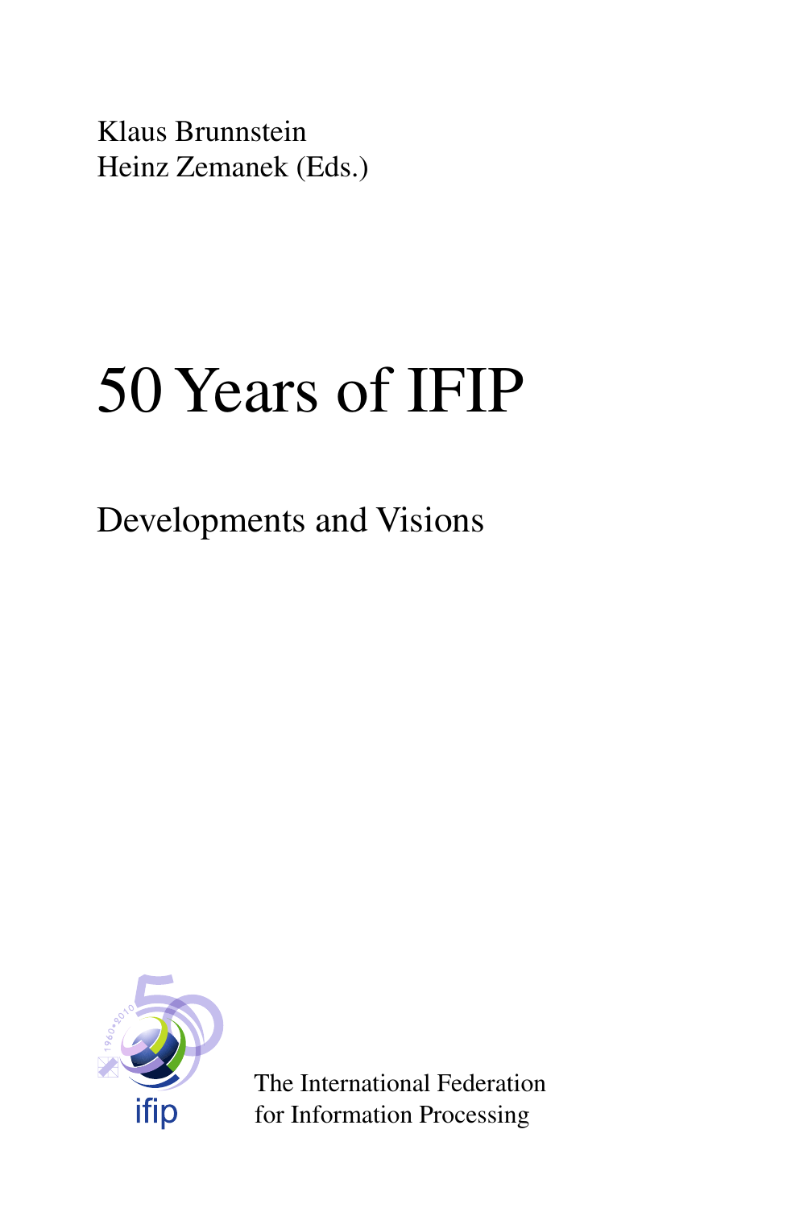Klaus Brunnstein
Heinz Zemanek (Eds.)

# 50 Years of IFIP

## Developments and Visions

The International Federation
for Information Processing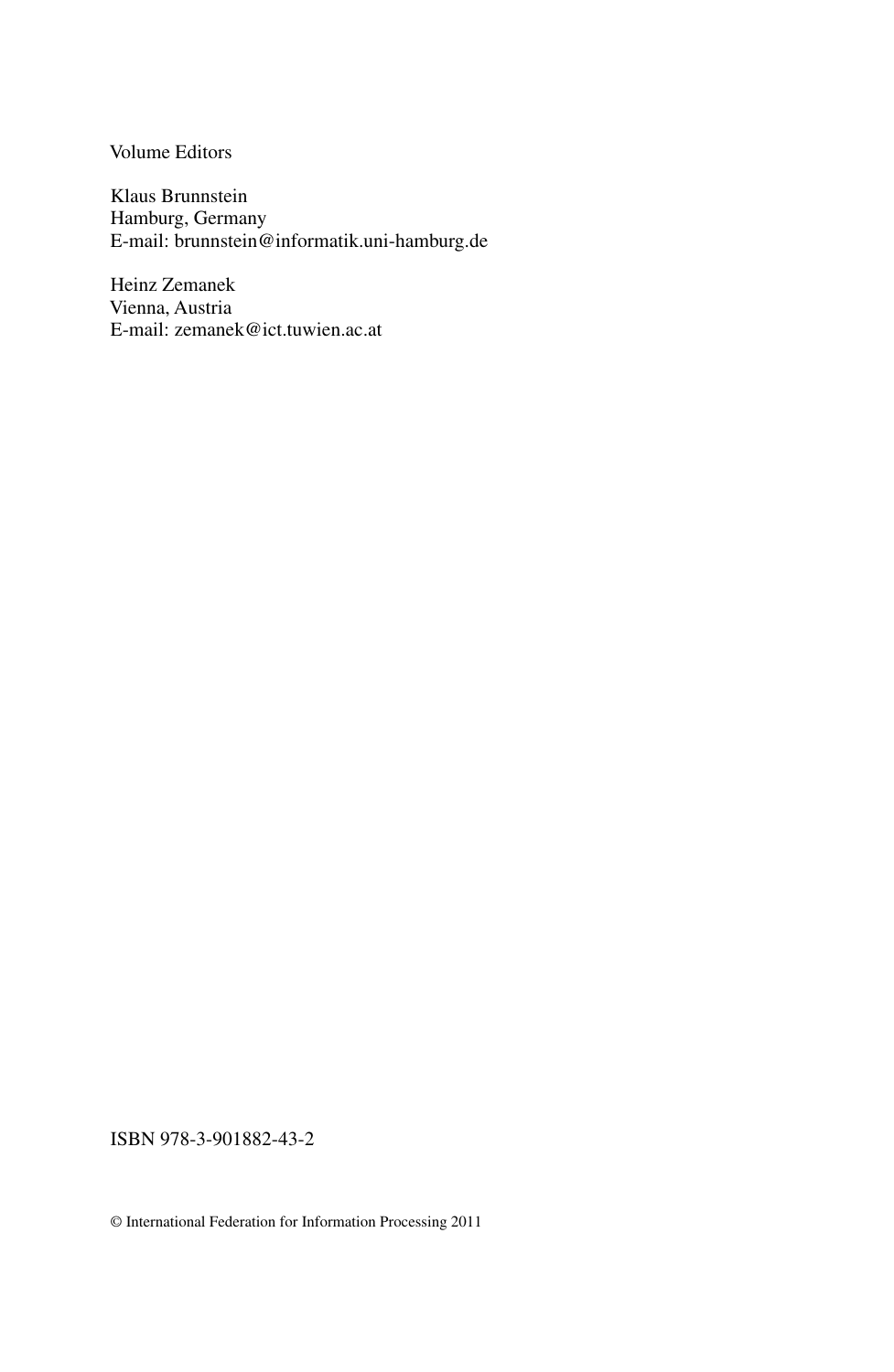Volume Editors

Klaus Brunnstein  
Hamburg, Germany  
E-mail: brunnstein@informatik.uni-hamburg.de

Heinz Zemanek  
Vienna, Austria  
E-mail: zemanek@ict.tuwien.ac.at

ISBN 978-3-901882-43-2

© International Federation for Information Processing 2011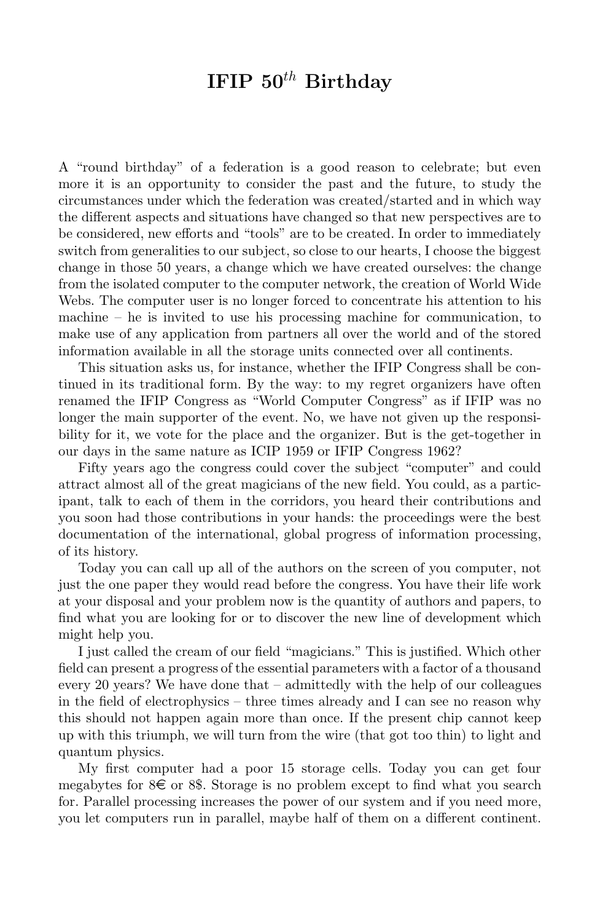# IFIP $50^{th}$ Birthday

A "round birthday" of a federation is a good reason to celebrate; but even more it is an opportunity to consider the past and the future, to study the circumstances under which the federation was created/started and in which way the different aspects and situations have changed so that new perspectives are to be considered, new efforts and "tools" are to be created. In order to immediately switch from generalities to our subject, so close to our hearts, I choose the biggest change in those 50 years, a change which we have created ourselves: the change from the isolated computer to the computer network, the creation of World Wide Webs. The computer user is no longer forced to concentrate his attention to his machine – he is invited to use his processing machine for communication, to make use of any application from partners all over the world and of the stored information available in all the storage units connected over all continents.

This situation asks us, for instance, whether the IFIP Congress shall be continued in its traditional form. By the way: to my regret organizers have often renamed the IFIP Congress as "World Computer Congress" as if IFIP was no longer the main supporter of the event. No, we have not given up the responsibility for it, we vote for the place and the organizer. But is the get-together in our days in the same nature as ICIP 1959 or IFIP Congress 1962?

Fifty years ago the congress could cover the subject "computer" and could attract almost all of the great magicians of the new field. You could, as a participant, talk to each of them in the corridors, you heard their contributions and you soon had those contributions in your hands: the proceedings were the best documentation of the international, global progress of information processing, of its history.

Today you can call up all of the authors on the screen of you computer, not just the one paper they would read before the congress. You have their life work at your disposal and your problem now is the quantity of authors and papers, to find what you are looking for or to discover the new line of development which might help you.

I just called the cream of our field "magicians." This is justified. Which other field can present a progress of the essential parameters with a factor of a thousand every 20 years? We have done that – admittedly with the help of our colleagues in the field of electrophysics – three times already and I can see no reason why this should not happen again more than once. If the present chip cannot keep up with this triumph, we will turn from the wire (that got too thin) to light and quantum physics.

My first computer had a poor 15 storage cells. Today you can get four megabytes for 8€ or 8$. Storage is no problem except to find what you search for. Parallel processing increases the power of our system and if you need more, you let computers run in parallel, maybe half of them on a different continent.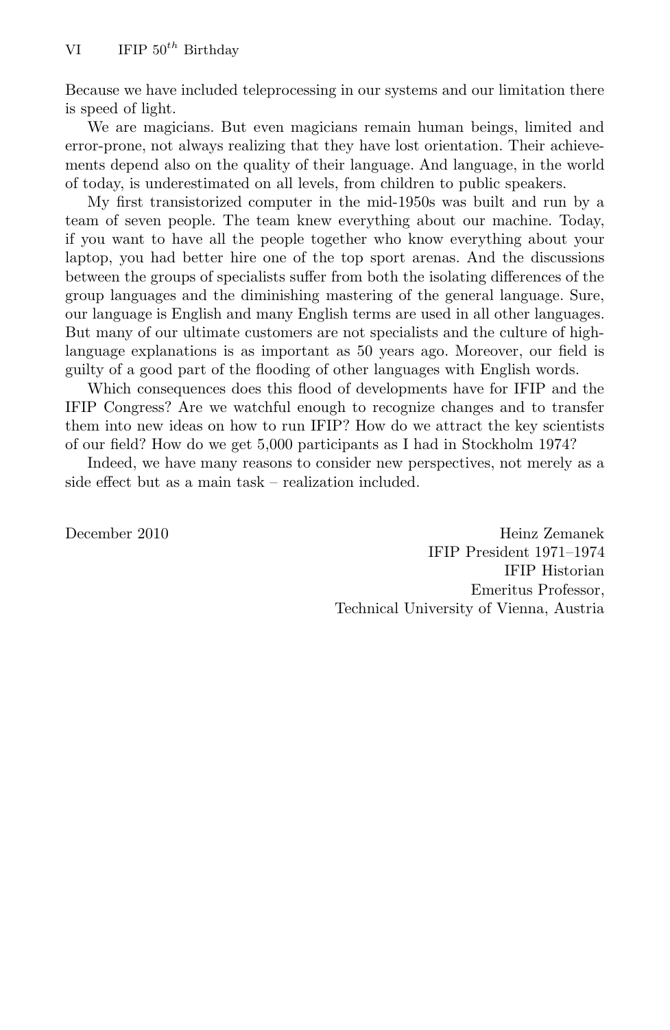Because we have included teleprocessing in our systems and our limitation there is speed of light.

We are magicians. But even magicians remain human beings, limited and error-prone, not always realizing that they have lost orientation. Their achievements depend also on the quality of their language. And language, in the world of today, is underestimated on all levels, from children to public speakers.

My first transistorized computer in the mid-1950s was built and run by a team of seven people. The team knew everything about our machine. Today, if you want to have all the people together who know everything about your laptop, you had better hire one of the top sport arenas. And the discussions between the groups of specialists suffer from both the isolating differences of the group languages and the diminishing mastering of the general language. Sure, our language is English and many English terms are used in all other languages. But many of our ultimate customers are not specialists and the culture of high-language explanations is as important as 50 years ago. Moreover, our field is guilty of a good part of the flooding of other languages with English words.

Which consequences does this flood of developments have for IFIP and the IFIP Congress? Are we watchful enough to recognize changes and to transfer them into new ideas on how to run IFIP? How do we attract the key scientists of our field? How do we get 5,000 participants as I had in Stockholm 1974?

Indeed, we have many reasons to consider new perspectives, not merely as a side effect but as a main task – realization included.

December 2010

Heinz Zemanek
IFIP President 1971–1974
IFIP Historian
Emeritus Professor,
Technical University of Vienna, Austria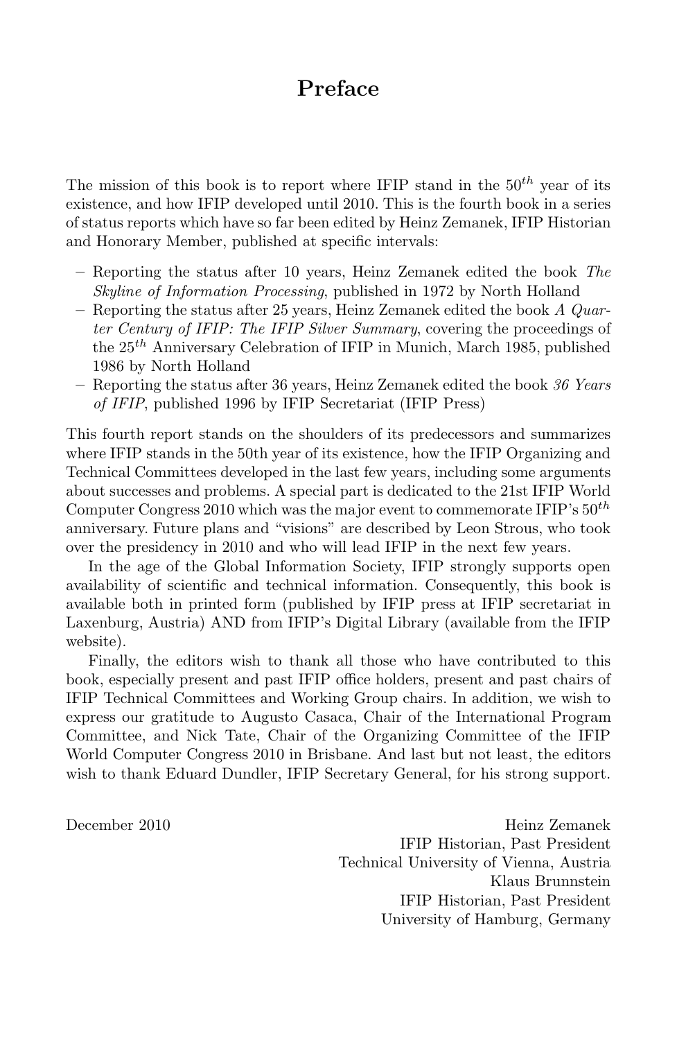# Preface

The mission of this book is to report where IFIP stand in the $50^{th}$ year of its existence, and how IFIP developed until 2010. This is the fourth book in a series of status reports which have so far been edited by Heinz Zemanek, IFIP Historian and Honorary Member, published at specific intervals:

- Reporting the status after 10 years, Heinz Zemanek edited the book *The Skyline of Information Processing*, published in 1972 by North Holland
- Reporting the status after 25 years, Heinz Zemanek edited the book *A Quarter Century of IFIP: The IFIP Silver Summary*, covering the proceedings of the $25^{th}$ Anniversary Celebration of IFIP in Munich, March 1985, published 1986 by North Holland
- Reporting the status after 36 years, Heinz Zemanek edited the book *36 Years of IFIP*, published 1996 by IFIP Secretariat (IFIP Press)

This fourth report stands on the shoulders of its predecessors and summarizes where IFIP stands in the 50th year of its existence, how the IFIP Organizing and Technical Committees developed in the last few years, including some arguments about successes and problems. A special part is dedicated to the 21st IFIP World Computer Congress 2010 which was the major event to commemorate IFIP's $50^{th}$ anniversary. Future plans and "visions" are described by Leon Strous, who took over the presidency in 2010 and who will lead IFIP in the next few years.

In the age of the Global Information Society, IFIP strongly supports open availability of scientific and technical information. Consequently, this book is available both in printed form (published by IFIP press at IFIP secretariat in Laxenburg, Austria) AND from IFIP's Digital Library (available from the IFIP website).

Finally, the editors wish to thank all those who have contributed to this book, especially present and past IFIP office holders, present and past chairs of IFIP Technical Committees and Working Group chairs. In addition, we wish to express our gratitude to Augusto Casaca, Chair of the International Program Committee, and Nick Tate, Chair of the Organizing Committee of the IFIP World Computer Congress 2010 in Brisbane. And last but not least, the editors wish to thank Eduard Dundler, IFIP Secretary General, for his strong support.

December 2010

Heinz Zemanek
IFIP Historian, Past President
Technical University of Vienna, Austria

Klaus Brunnstein
IFIP Historian, Past President
University of Hamburg, Germany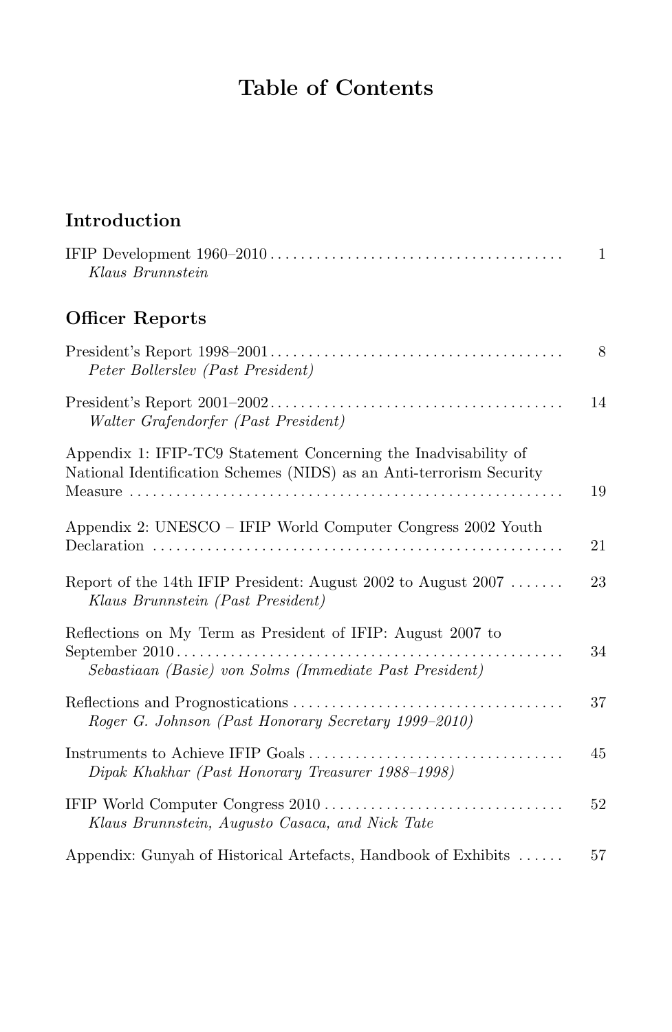# Table of Contents

## Introduction

IFIP Development 1960–2010 ..... 1
*Klaus Brunnstein*

## Officer Reports

President's Report 1998–2001 ..... 8
*Peter Bollerslev (Past President)*

President's Report 2001–2002 ..... 14
*Walter Grafendorfer (Past President)*

Appendix 1: IFIP-TC9 Statement Concerning the Inadvisability of National Identification Schemes (NIDS) as an Anti-terrorism Security Measure ..... 19

Appendix 2: UNESCO – IFIP World Computer Congress 2002 Youth Declaration ..... 21

Report of the 14th IFIP President: August 2002 to August 2007 ..... 23
*Klaus Brunnstein (Past President)*

Reflections on My Term as President of IFIP: August 2007 to September 2010 ..... 34
*Sebastiaan (Basie) von Solms (Immediate Past President)*

Reflections and Prognostications ..... 37
*Roger G. Johnson (Past Honorary Secretary 1999–2010)*

Instruments to Achieve IFIP Goals ..... 45
*Dipak Khakhar (Past Honorary Treasurer 1988–1998)*

IFIP World Computer Congress 2010 ..... 52
*Klaus Brunnstein, Augusto Casaca, and Nick Tate*

Appendix: Gunyah of Historical Artefacts, Handbook of Exhibits ..... 57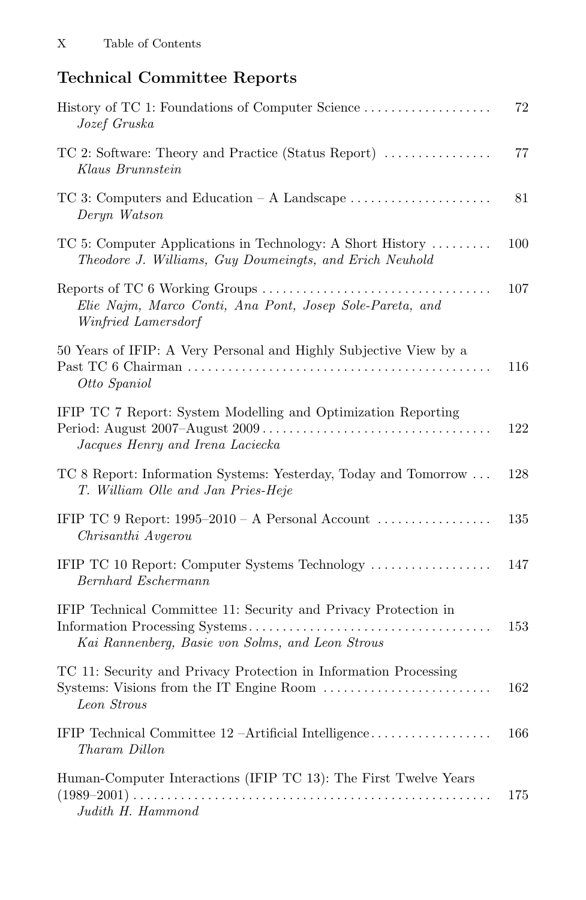## Technical Committee Reports

History of TC 1: Foundations of Computer Science .................. 72
*Jozef Gruska*

TC 2: Software: Theory and Practice (Status Report) ................ 77
*Klaus Brunnstein*

TC 3: Computers and Education – A Landscape ..................... 81
*Deryn Watson*

TC 5: Computer Applications in Technology: A Short History ......... 100
*Theodore J. Williams, Guy Doumeingts, and Erich Neuhold*

Reports of TC 6 Working Groups .................................. 107
*Elie Najm, Marco Conti, Ana Pont, Josep Sole-Pareta, and Winfried Lamersdorf*

50 Years of IFIP: A Very Personal and Highly Subjective View by a Past TC 6 Chairman ............................................. 116
*Otto Spaniol*

IFIP TC 7 Report: System Modelling and Optimization Reporting Period: August 2007–August 2009 .................................. 122
*Jacques Henry and Irena Lasiecka*

TC 8 Report: Information Systems: Yesterday, Today and Tomorrow ... 128
*T. William Olle and Jan Pries-Heje*

IFIP TC 9 Report: 1995–2010 – A Personal Account ................. 135
*Chrisanthi Avgerou*

IFIP TC 10 Report: Computer Systems Technology .................. 147
*Bernhard Eschermann*

IFIP Technical Committee 11: Security and Privacy Protection in Information Processing Systems.................................... 153
*Kai Rannenberg, Basie von Solms, and Leon Strous*

TC 11: Security and Privacy Protection in Information Processing Systems: Visions from the IT Engine Room ......................... 162
*Leon Strous*

IFIP Technical Committee 12 –Artificial Intelligence.................. 166
*Tharam Dillon*

Human-Computer Interactions (IFIP TC 13): The First Twelve Years (1989–2001) ..................................................... 175
*Judith H. Hammond*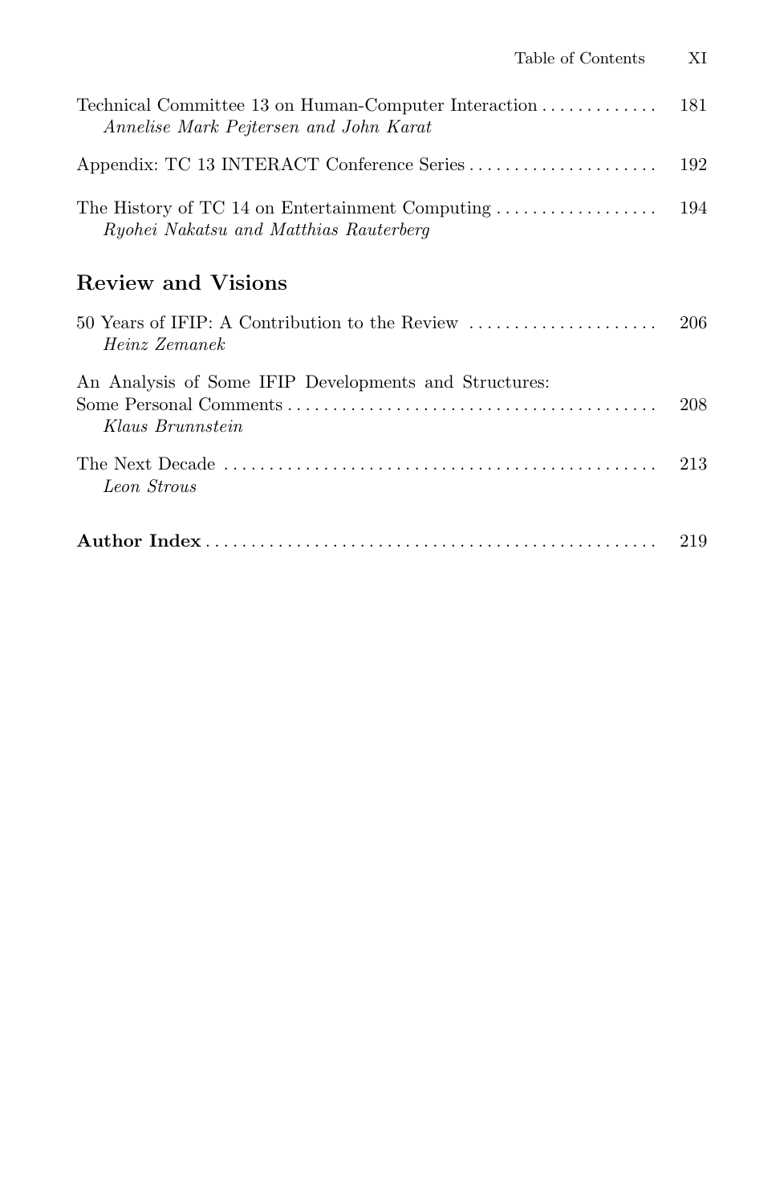Technical Committee 13 on Human-Computer Interaction ............. 181
*Annelise Mark Pejtersen and John Karat*

Appendix: TC 13 INTERACT Conference Series ..................... 192

The History of TC 14 on Entertainment Computing .................. 194
*Ryohei Nakatsu and Matthias Rauterberg*

## Review and Visions

50 Years of IFIP: A Contribution to the Review ..................... 206
*Heinz Zemanek*

An Analysis of Some IFIP Developments and Structures:
Some Personal Comments ......................................... 208
*Klaus Brunnstein*

The Next Decade ................................................ 213
*Leon Strous*

**Author Index** ................................................. 219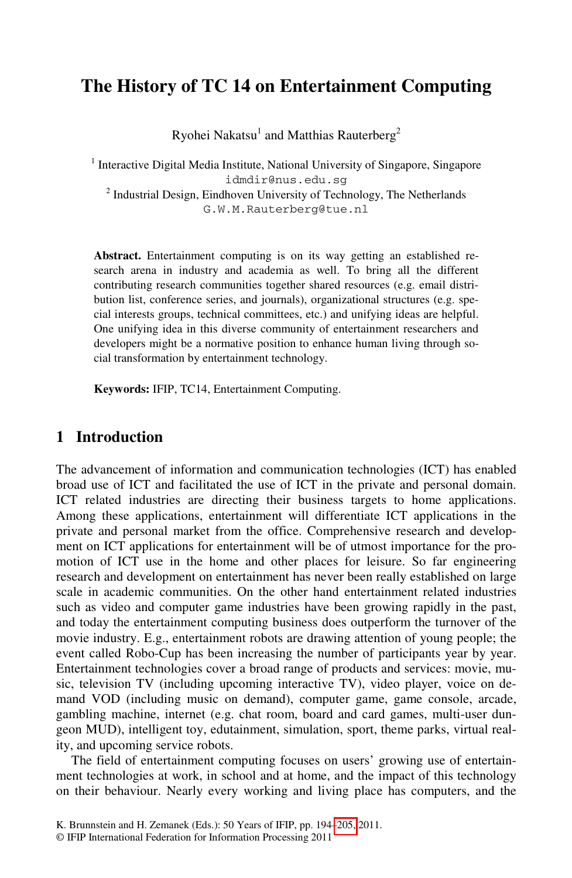# The History of TC 14 on Entertainment Computing

Ryohei Nakatsu[1] and Matthias Rauterberg[2]

[1] Interactive Digital Media Institute, National University of Singapore, Singapore
idmdir@nus.edu.sg
[2] Industrial Design, Eindhoven University of Technology, The Netherlands
G.W.M.Rauterberg@tue.nl

**Abstract.** Entertainment computing is on its way getting an established research arena in industry and academia as well. To bring all the different contributing research communities together shared resources (e.g. email distribution list, conference series, and journals), organizational structures (e.g. special interests groups, technical committees, etc.) and unifying ideas are helpful. One unifying idea in this diverse community of entertainment researchers and developers might be a normative position to enhance human living through social transformation by entertainment technology.

**Keywords:** IFIP, TC14, Entertainment Computing.

## 1 Introduction

The advancement of information and communication technologies (ICT) has enabled broad use of ICT and facilitated the use of ICT in the private and personal domain. ICT related industries are directing their business targets to home applications. Among these applications, entertainment will differentiate ICT applications in the private and personal market from the office. Comprehensive research and development on ICT applications for entertainment will be of utmost importance for the promotion of ICT use in the home and other places for leisure. So far engineering research and development on entertainment has never been really established on large scale in academic communities. On the other hand entertainment related industries such as video and computer game industries have been growing rapidly in the past, and today the entertainment computing business does outperform the turnover of the movie industry. E.g., entertainment robots are drawing attention of young people; the event called Robo-Cup has been increasing the number of participants year by year. Entertainment technologies cover a broad range of products and services: movie, music, television TV (including upcoming interactive TV), video player, voice on demand VOD (including music on demand), computer game, game console, arcade, gambling machine, internet (e.g. chat room, board and card games, multi-user dungeon MUD), intelligent toy, edutainment, simulation, sport, theme parks, virtual reality, and upcoming service robots.

The field of entertainment computing focuses on users' growing use of entertainment technologies at work, in school and at home, and the impact of this technology on their behaviour. Nearly every working and living place has computers, and the

K. Brunnstein and H. Zemanek (Eds.): 50 Years of IFIP, pp. 194–205, 2011.
© IFIP International Federation for Information Processing 2011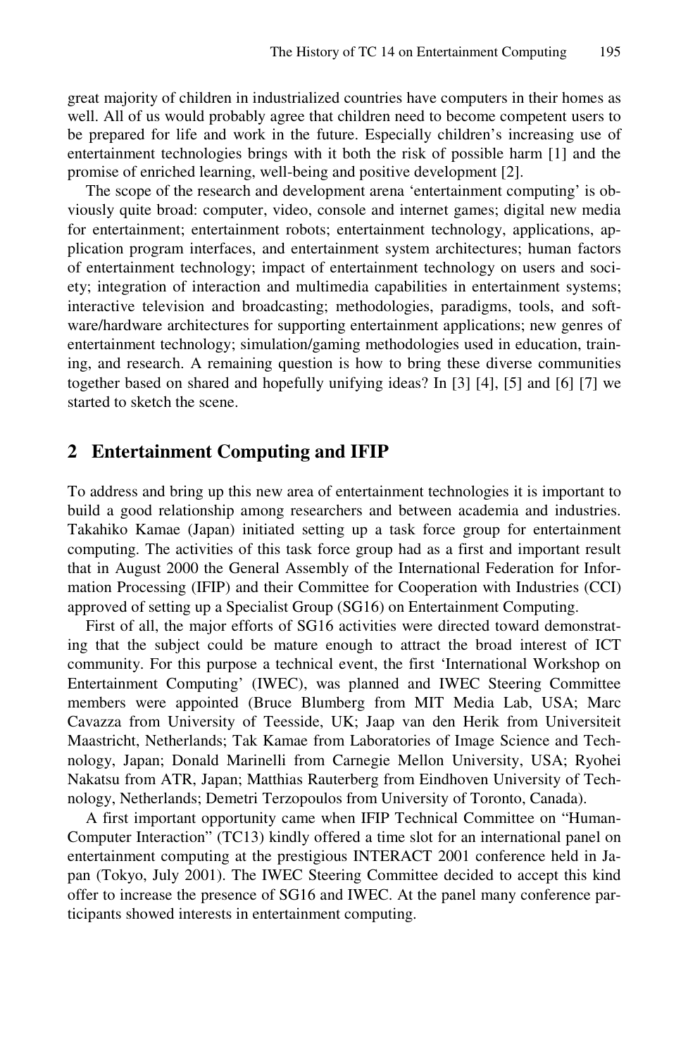great majority of children in industrialized countries have computers in their homes as well. All of us would probably agree that children need to become competent users to be prepared for life and work in the future. Especially children's increasing use of entertainment technologies brings with it both the risk of possible harm [1] and the promise of enriched learning, well-being and positive development [2].

The scope of the research and development arena 'entertainment computing' is obviously quite broad: computer, video, console and internet games; digital new media for entertainment; entertainment robots; entertainment technology, applications, application program interfaces, and entertainment system architectures; human factors of entertainment technology; impact of entertainment technology on users and society; integration of interaction and multimedia capabilities in entertainment systems; interactive television and broadcasting; methodologies, paradigms, tools, and software/hardware architectures for supporting entertainment applications; new genres of entertainment technology; simulation/gaming methodologies used in education, training, and research. A remaining question is how to bring these diverse communities together based on shared and hopefully unifying ideas? In [3] [4], [5] and [6] [7] we started to sketch the scene.

## 2 Entertainment Computing and IFIP

To address and bring up this new area of entertainment technologies it is important to build a good relationship among researchers and between academia and industries. Takahiko Kamae (Japan) initiated setting up a task force group for entertainment computing. The activities of this task force group had as a first and important result that in August 2000 the General Assembly of the International Federation for Information Processing (IFIP) and their Committee for Cooperation with Industries (CCI) approved of setting up a Specialist Group (SG16) on Entertainment Computing.

First of all, the major efforts of SG16 activities were directed toward demonstrating that the subject could be mature enough to attract the broad interest of ICT community. For this purpose a technical event, the first 'International Workshop on Entertainment Computing' (IWEC), was planned and IWEC Steering Committee members were appointed (Bruce Blumberg from MIT Media Lab, USA; Marc Cavazza from University of Teesside, UK; Jaap van den Herik from Universiteit Maastricht, Netherlands; Tak Kamae from Laboratories of Image Science and Technology, Japan; Donald Marinelli from Carnegie Mellon University, USA; Ryohei Nakatsu from ATR, Japan; Matthias Rauterberg from Eindhoven University of Technology, Netherlands; Demetri Terzopoulos from University of Toronto, Canada).

A first important opportunity came when IFIP Technical Committee on "Human-Computer Interaction" (TC13) kindly offered a time slot for an international panel on entertainment computing at the prestigious INTERACT 2001 conference held in Japan (Tokyo, July 2001). The IWEC Steering Committee decided to accept this kind offer to increase the presence of SG16 and IWEC. At the panel many conference participants showed interests in entertainment computing.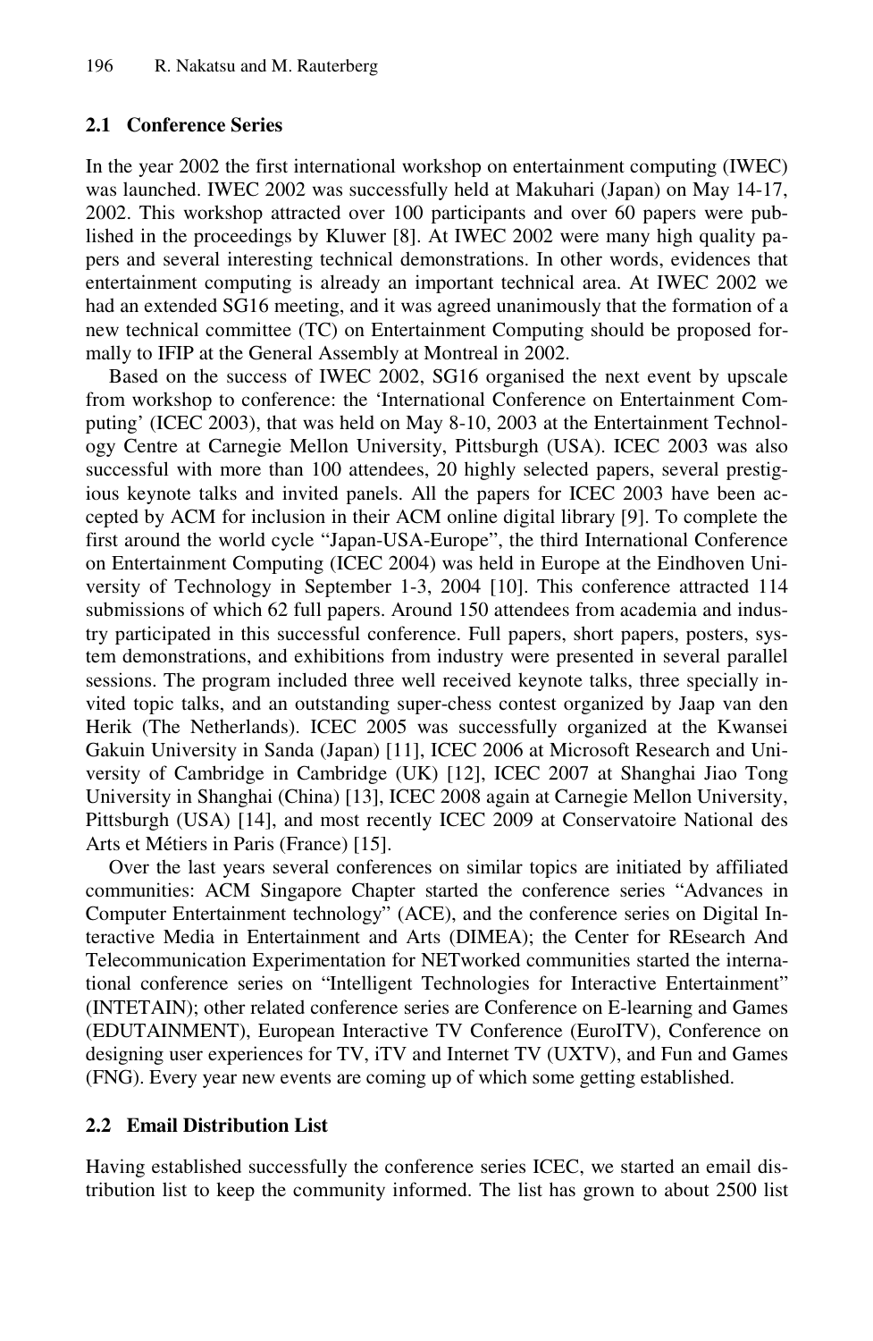### 2.1 Conference Series

In the year 2002 the first international workshop on entertainment computing (IWEC) was launched. IWEC 2002 was successfully held at Makuhari (Japan) on May 14-17, 2002. This workshop attracted over 100 participants and over 60 papers were published in the proceedings by Kluwer [8]. At IWEC 2002 were many high quality papers and several interesting technical demonstrations. In other words, evidences that entertainment computing is already an important technical area. At IWEC 2002 we had an extended SG16 meeting, and it was agreed unanimously that the formation of a new technical committee (TC) on Entertainment Computing should be proposed formally to IFIP at the General Assembly at Montreal in 2002.

Based on the success of IWEC 2002, SG16 organised the next event by upscale from workshop to conference: the 'International Conference on Entertainment Computing' (ICEC 2003), that was held on May 8-10, 2003 at the Entertainment Technology Centre at Carnegie Mellon University, Pittsburgh (USA). ICEC 2003 was also successful with more than 100 attendees, 20 highly selected papers, several prestigious keynote talks and invited panels. All the papers for ICEC 2003 have been accepted by ACM for inclusion in their ACM online digital library [9]. To complete the first around the world cycle "Japan-USA-Europe", the third International Conference on Entertainment Computing (ICEC 2004) was held in Europe at the Eindhoven University of Technology in September 1-3, 2004 [10]. This conference attracted 114 submissions of which 62 full papers. Around 150 attendees from academia and industry participated in this successful conference. Full papers, short papers, posters, system demonstrations, and exhibitions from industry were presented in several parallel sessions. The program included three well received keynote talks, three specially invited topic talks, and an outstanding super-chess contest organized by Jaap van den Herik (The Netherlands). ICEC 2005 was successfully organized at the Kwansei Gakuin University in Sanda (Japan) [11], ICEC 2006 at Microsoft Research and University of Cambridge in Cambridge (UK) [12], ICEC 2007 at Shanghai Jiao Tong University in Shanghai (China) [13], ICEC 2008 again at Carnegie Mellon University, Pittsburgh (USA) [14], and most recently ICEC 2009 at Conservatoire National des Arts et Métiers in Paris (France) [15].

Over the last years several conferences on similar topics are initiated by affiliated communities: ACM Singapore Chapter started the conference series "Advances in Computer Entertainment technology" (ACE), and the conference series on Digital Interactive Media in Entertainment and Arts (DIMEA); the Center for REsearch And Telecommunication Experimentation for NETworked communities started the international conference series on "Intelligent Technologies for Interactive Entertainment" (INTETAIN); other related conference series are Conference on E-learning and Games (EDUTAINMENT), European Interactive TV Conference (EuroITV), Conference on designing user experiences for TV, iTV and Internet TV (UXTV), and Fun and Games (FNG). Every year new events are coming up of which some getting established.

### 2.2 Email Distribution List

Having established successfully the conference series ICEC, we started an email distribution list to keep the community informed. The list has grown to about 2500 list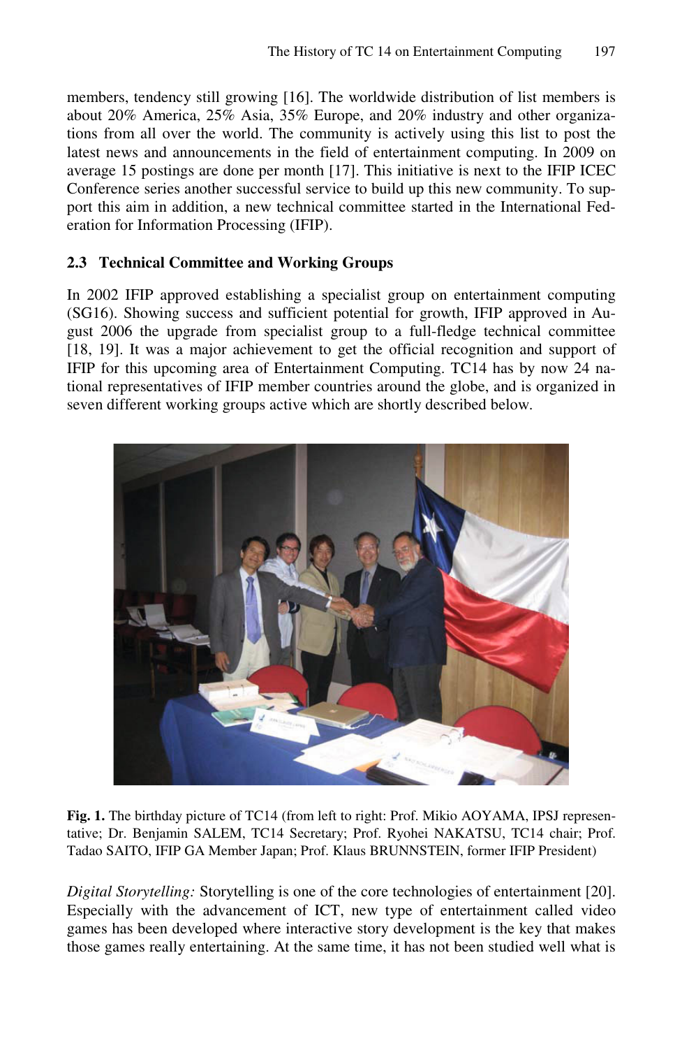members, tendency still growing [16]. The worldwide distribution of list members is about 20% America, 25% Asia, 35% Europe, and 20% industry and other organizations from all over the world. The community is actively using this list to post the latest news and announcements in the field of entertainment computing. In 2009 on average 15 postings are done per month [17]. This initiative is next to the IFIP ICEC Conference series another successful service to build up this new community. To support this aim in addition, a new technical committee started in the International Federation for Information Processing (IFIP).

### 2.3 Technical Committee and Working Groups

In 2002 IFIP approved establishing a specialist group on entertainment computing (SG16). Showing success and sufficient potential for growth, IFIP approved in August 2006 the upgrade from specialist group to a full-fledge technical committee [18, 19]. It was a major achievement to get the official recognition and support of IFIP for this upcoming area of Entertainment Computing. TC14 has by now 24 national representatives of IFIP member countries around the globe, and is organized in seven different working groups active which are shortly described below.

**Fig. 1.** The birthday picture of TC14 (from left to right: Prof. Mikio AOYAMA, IPSJ representative; Dr. Benjamin SALEM, TC14 Secretary; Prof. Ryohei NAKATSU, TC14 chair; Prof. Tadao SAITO, IFIP GA Member Japan; Prof. Klaus BRUNNSTEIN, former IFIP President)

*Digital Storytelling:* Storytelling is one of the core technologies of entertainment [20]. Especially with the advancement of ICT, new type of entertainment called video games has been developed where interactive story development is the key that makes those games really entertaining. At the same time, it has not been studied well what is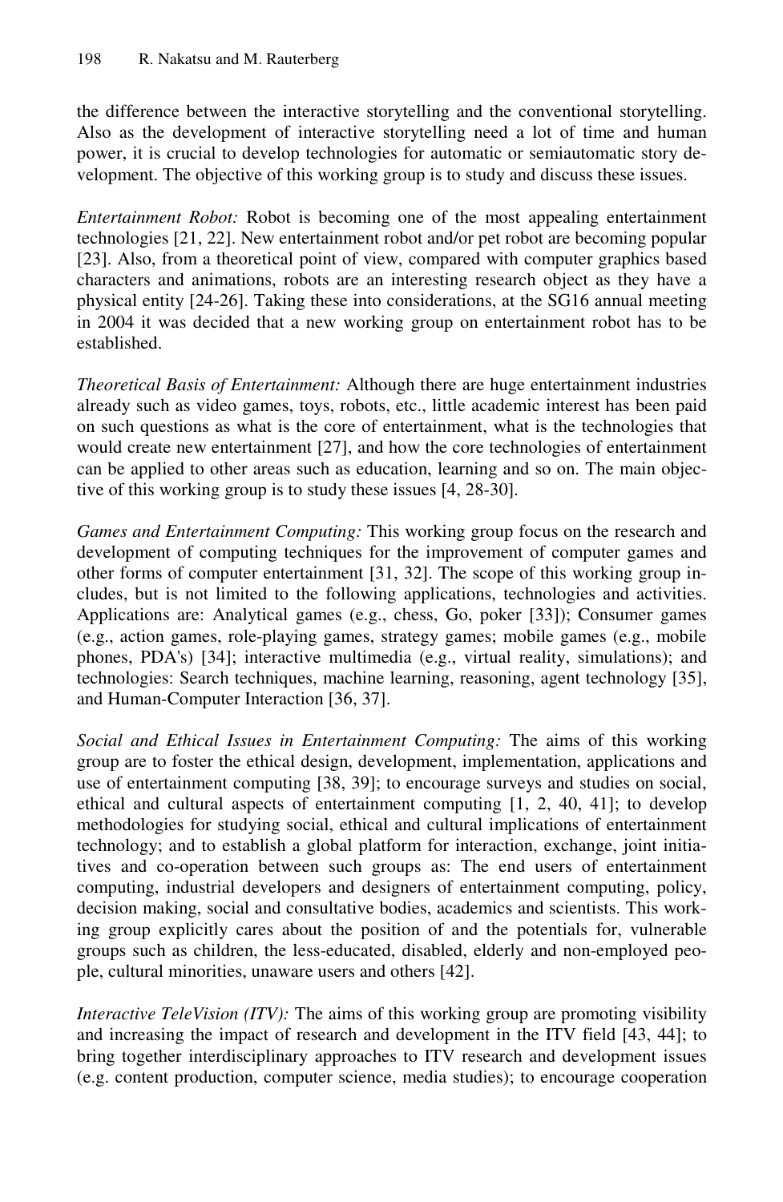the difference between the interactive storytelling and the conventional storytelling. Also as the development of interactive storytelling need a lot of time and human power, it is crucial to develop technologies for automatic or semiautomatic story development. The objective of this working group is to study and discuss these issues.

*Entertainment Robot:* Robot is becoming one of the most appealing entertainment technologies [21, 22]. New entertainment robot and/or pet robot are becoming popular [23]. Also, from a theoretical point of view, compared with computer graphics based characters and animations, robots are an interesting research object as they have a physical entity [24-26]. Taking these into considerations, at the SG16 annual meeting in 2004 it was decided that a new working group on entertainment robot has to be established.

*Theoretical Basis of Entertainment:* Although there are huge entertainment industries already such as video games, toys, robots, etc., little academic interest has been paid on such questions as what is the core of entertainment, what is the technologies that would create new entertainment [27], and how the core technologies of entertainment can be applied to other areas such as education, learning and so on. The main objective of this working group is to study these issues [4, 28-30].

*Games and Entertainment Computing:* This working group focus on the research and development of computing techniques for the improvement of computer games and other forms of computer entertainment [31, 32]. The scope of this working group includes, but is not limited to the following applications, technologies and activities. Applications are: Analytical games (e.g., chess, Go, poker [33]); Consumer games (e.g., action games, role-playing games, strategy games; mobile games (e.g., mobile phones, PDA's) [34]; interactive multimedia (e.g., virtual reality, simulations); and technologies: Search techniques, machine learning, reasoning, agent technology [35], and Human-Computer Interaction [36, 37].

*Social and Ethical Issues in Entertainment Computing:* The aims of this working group are to foster the ethical design, development, implementation, applications and use of entertainment computing [38, 39]; to encourage surveys and studies on social, ethical and cultural aspects of entertainment computing [1, 2, 40, 41]; to develop methodologies for studying social, ethical and cultural implications of entertainment technology; and to establish a global platform for interaction, exchange, joint initiatives and co-operation between such groups as: The end users of entertainment computing, industrial developers and designers of entertainment computing, policy, decision making, social and consultative bodies, academics and scientists. This working group explicitly cares about the position of and the potentials for, vulnerable groups such as children, the less-educated, disabled, elderly and non-employed people, cultural minorities, unaware users and others [42].

*Interactive TeleVision (ITV):* The aims of this working group are promoting visibility and increasing the impact of research and development in the ITV field [43, 44]; to bring together interdisciplinary approaches to ITV research and development issues (e.g. content production, computer science, media studies); to encourage cooperation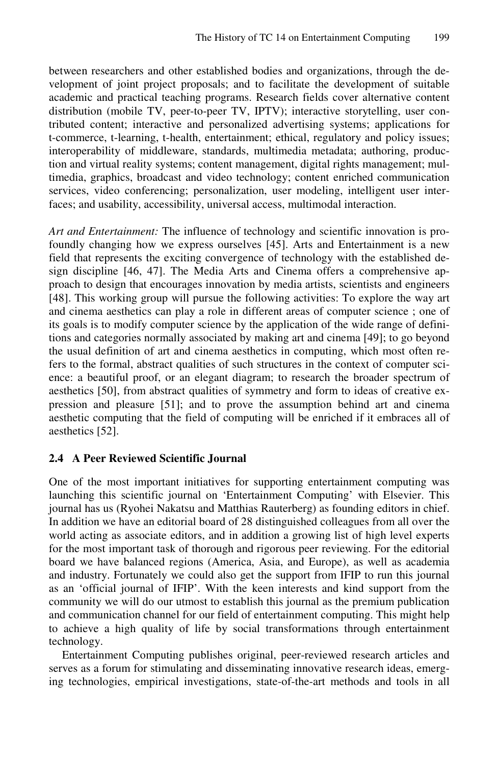between researchers and other established bodies and organizations, through the development of joint project proposals; and to facilitate the development of suitable academic and practical teaching programs. Research fields cover alternative content distribution (mobile TV, peer-to-peer TV, IPTV); interactive storytelling, user contributed content; interactive and personalized advertising systems; applications for t-commerce, t-learning, t-health, entertainment; ethical, regulatory and policy issues; interoperability of middleware, standards, multimedia metadata; authoring, production and virtual reality systems; content management, digital rights management; multimedia, graphics, broadcast and video technology; content enriched communication services, video conferencing; personalization, user modeling, intelligent user interfaces; and usability, accessibility, universal access, multimodal interaction.

*Art and Entertainment:* The influence of technology and scientific innovation is profoundly changing how we express ourselves [45]. Arts and Entertainment is a new field that represents the exciting convergence of technology with the established design discipline [46, 47]. The Media Arts and Cinema offers a comprehensive approach to design that encourages innovation by media artists, scientists and engineers [48]. This working group will pursue the following activities: To explore the way art and cinema aesthetics can play a role in different areas of computer science ; one of its goals is to modify computer science by the application of the wide range of definitions and categories normally associated by making art and cinema [49]; to go beyond the usual definition of art and cinema aesthetics in computing, which most often refers to the formal, abstract qualities of such structures in the context of computer science: a beautiful proof, or an elegant diagram; to research the broader spectrum of aesthetics [50], from abstract qualities of symmetry and form to ideas of creative expression and pleasure [51]; and to prove the assumption behind art and cinema aesthetic computing that the field of computing will be enriched if it embraces all of aesthetics [52].

### 2.4 A Peer Reviewed Scientific Journal

One of the most important initiatives for supporting entertainment computing was launching this scientific journal on 'Entertainment Computing' with Elsevier. This journal has us (Ryohei Nakatsu and Matthias Rauterberg) as founding editors in chief. In addition we have an editorial board of 28 distinguished colleagues from all over the world acting as associate editors, and in addition a growing list of high level experts for the most important task of thorough and rigorous peer reviewing. For the editorial board we have balanced regions (America, Asia, and Europe), as well as academia and industry. Fortunately we could also get the support from IFIP to run this journal as an 'official journal of IFIP'. With the keen interests and kind support from the community we will do our utmost to establish this journal as the premium publication and communication channel for our field of entertainment computing. This might help to achieve a high quality of life by social transformations through entertainment technology.

Entertainment Computing publishes original, peer-reviewed research articles and serves as a forum for stimulating and disseminating innovative research ideas, emerging technologies, empirical investigations, state-of-the-art methods and tools in all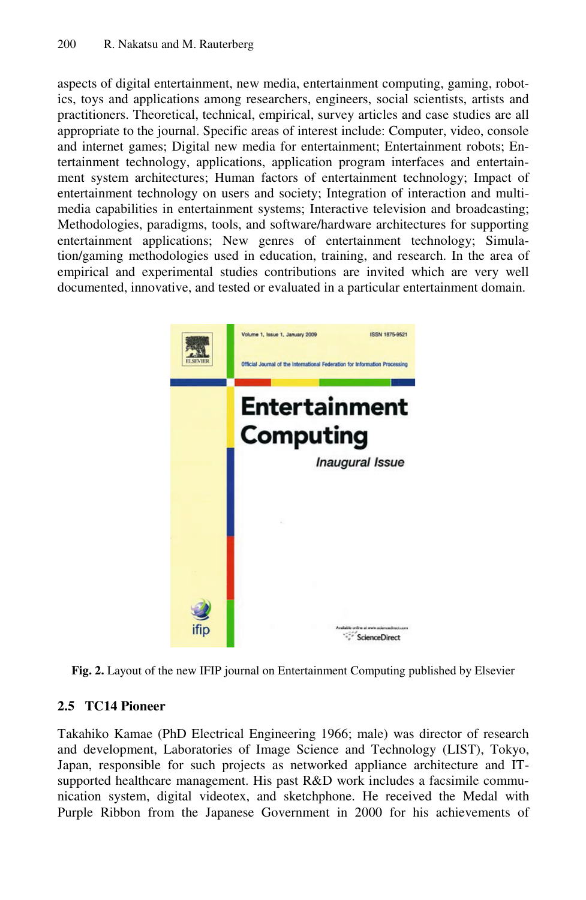aspects of digital entertainment, new media, entertainment computing, gaming, robotics, toys and applications among researchers, engineers, social scientists, artists and practitioners. Theoretical, technical, empirical, survey articles and case studies are all appropriate to the journal. Specific areas of interest include: Computer, video, console and internet games; Digital new media for entertainment; Entertainment robots; Entertainment technology, applications, application program interfaces and entertainment system architectures; Human factors of entertainment technology; Impact of entertainment technology on users and society; Integration of interaction and multimedia capabilities in entertainment systems; Interactive television and broadcasting; Methodologies, paradigms, tools, and software/hardware architectures for supporting entertainment applications; New genres of entertainment technology; Simulation/gaming methodologies used in education, training, and research. In the area of empirical and experimental studies contributions are invited which are very well documented, innovative, and tested or evaluated in a particular entertainment domain.

**Fig. 2.** Layout of the new IFIP journal on Entertainment Computing published by Elsevier

### 2.5 TC14 Pioneer

Takahiko Kamae (PhD Electrical Engineering 1966; male) was director of research and development, Laboratories of Image Science and Technology (LIST), Tokyo, Japan, responsible for such projects as networked appliance architecture and IT-supported healthcare management. His past R&D work includes a facsimile communication system, digital videotex, and sketchphone. He received the Medal with Purple Ribbon from the Japanese Government in 2000 for his achievements of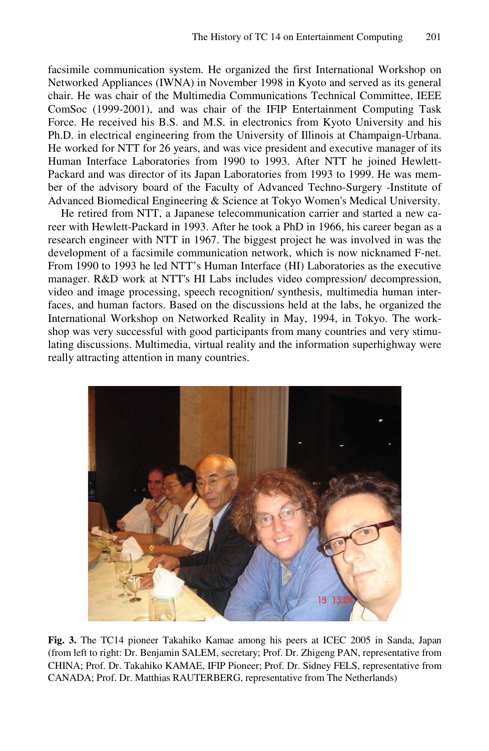facsimile communication system. He organized the first International Workshop on Networked Appliances (IWNA) in November 1998 in Kyoto and served as its general chair. He was chair of the Multimedia Communications Technical Committee, IEEE ComSoc (1999-2001), and was chair of the IFIP Entertainment Computing Task Force. He received his B.S. and M.S. in electronics from Kyoto University and his Ph.D. in electrical engineering from the University of Illinois at Champaign-Urbana. He worked for NTT for 26 years, and was vice president and executive manager of its Human Interface Laboratories from 1990 to 1993. After NTT he joined Hewlett-Packard and was director of its Japan Laboratories from 1993 to 1999. He was member of the advisory board of the Faculty of Advanced Techno-Surgery -Institute of Advanced Biomedical Engineering & Science at Tokyo Women's Medical University.

He retired from NTT, a Japanese telecommunication carrier and started a new career with Hewlett-Packard in 1993. After he took a PhD in 1966, his career began as a research engineer with NTT in 1967. The biggest project he was involved in was the development of a facsimile communication network, which is now nicknamed F-net. From 1990 to 1993 he led NTT's Human Interface (HI) Laboratories as the executive manager. R&D work at NTT's HI Labs includes video compression/ decompression, video and image processing, speech recognition/ synthesis, multimedia human interfaces, and human factors. Based on the discussions held at the labs, he organized the International Workshop on Networked Reality in May, 1994, in Tokyo. The workshop was very successful with good participants from many countries and very stimulating discussions. Multimedia, virtual reality and the information superhighway were really attracting attention in many countries.

**Fig. 3.** The TC14 pioneer Takahiko Kamae among his peers at ICEC 2005 in Sanda, Japan (from left to right: Dr. Benjamin SALEM, secretary; Prof. Dr. Zhigeng PAN, representative from CHINA; Prof. Dr. Takahiko KAMAE, IFIP Pioneer; Prof. Dr. Sidney FELS, representative from CANADA; Prof. Dr. Matthias RAUTERBERG, representative from The Netherlands)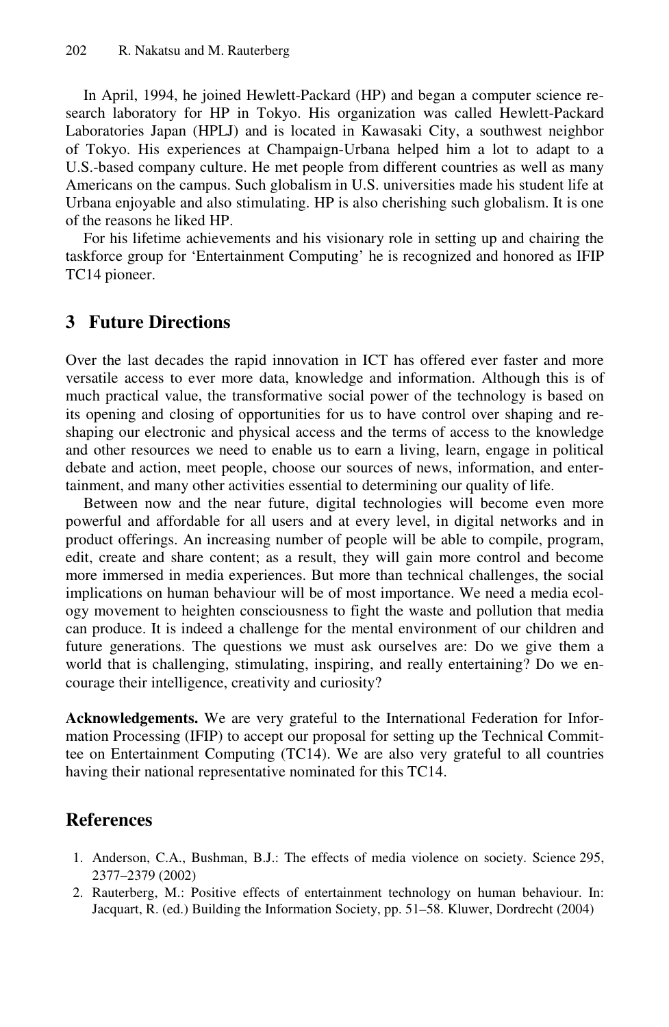In April, 1994, he joined Hewlett-Packard (HP) and began a computer science research laboratory for HP in Tokyo. His organization was called Hewlett-Packard Laboratories Japan (HPLJ) and is located in Kawasaki City, a southwest neighbor of Tokyo. His experiences at Champaign-Urbana helped him a lot to adapt to a U.S.-based company culture. He met people from different countries as well as many Americans on the campus. Such globalism in U.S. universities made his student life at Urbana enjoyable and also stimulating. HP is also cherishing such globalism. It is one of the reasons he liked HP.

For his lifetime achievements and his visionary role in setting up and chairing the taskforce group for 'Entertainment Computing' he is recognized and honored as IFIP TC14 pioneer.

## 3 Future Directions

Over the last decades the rapid innovation in ICT has offered ever faster and more versatile access to ever more data, knowledge and information. Although this is of much practical value, the transformative social power of the technology is based on its opening and closing of opportunities for us to have control over shaping and reshaping our electronic and physical access and the terms of access to the knowledge and other resources we need to enable us to earn a living, learn, engage in political debate and action, meet people, choose our sources of news, information, and entertainment, and many other activities essential to determining our quality of life.

Between now and the near future, digital technologies will become even more powerful and affordable for all users and at every level, in digital networks and in product offerings. An increasing number of people will be able to compile, program, edit, create and share content; as a result, they will gain more control and become more immersed in media experiences. But more than technical challenges, the social implications on human behaviour will be of most importance. We need a media ecology movement to heighten consciousness to fight the waste and pollution that media can produce. It is indeed a challenge for the mental environment of our children and future generations. The questions we must ask ourselves are: Do we give them a world that is challenging, stimulating, inspiring, and really entertaining? Do we encourage their intelligence, creativity and curiosity?

**Acknowledgements.** We are very grateful to the International Federation for Information Processing (IFIP) to accept our proposal for setting up the Technical Committee on Entertainment Computing (TC14). We are also very grateful to all countries having their national representative nominated for this TC14.

## References

1. Anderson, C.A., Bushman, B.J.: The effects of media violence on society. Science 295, 2377–2379 (2002)
2. Rauterberg, M.: Positive effects of entertainment technology on human behaviour. In: Jacquart, R. (ed.) Building the Information Society, pp. 51–58. Kluwer, Dordrecht (2004)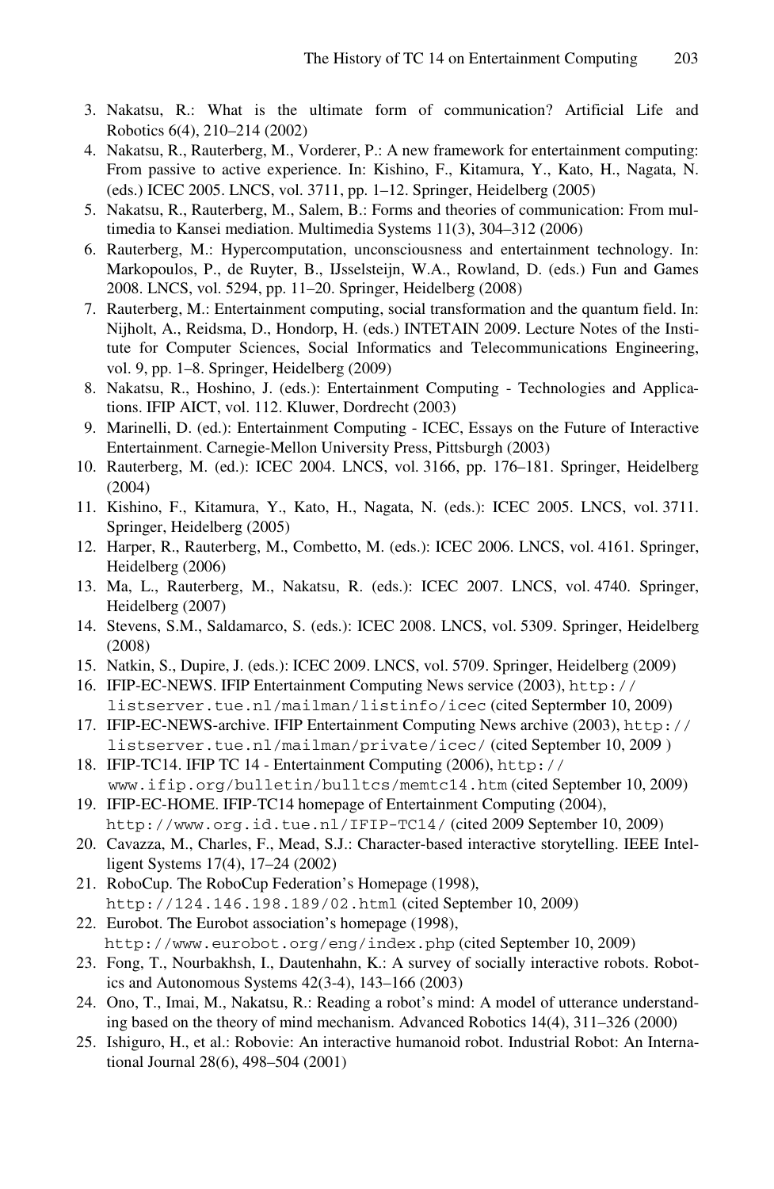3. Nakatsu, R.: What is the ultimate form of communication? Artificial Life and Robotics 6(4), 210–214 (2002)
4. Nakatsu, R., Rauterberg, M., Vorderer, P.: A new framework for entertainment computing: From passive to active experience. In: Kishino, F., Kitamura, Y., Kato, H., Nagata, N. (eds.) ICEC 2005. LNCS, vol. 3711, pp. 1–12. Springer, Heidelberg (2005)
5. Nakatsu, R., Rauterberg, M., Salem, B.: Forms and theories of communication: From multimedia to Kansei mediation. Multimedia Systems 11(3), 304–312 (2006)
6. Rauterberg, M.: Hypercomputation, unconsciousness and entertainment technology. In: Markopoulos, P., de Ruyter, B., IJsselsteijn, W.A., Rowland, D. (eds.) Fun and Games 2008. LNCS, vol. 5294, pp. 11–20. Springer, Heidelberg (2008)
7. Rauterberg, M.: Entertainment computing, social transformation and the quantum field. In: Nijholt, A., Reidsma, D., Hondorp, H. (eds.) INTETAIN 2009. Lecture Notes of the Institute for Computer Sciences, Social Informatics and Telecommunications Engineering, vol. 9, pp. 1–8. Springer, Heidelberg (2009)
8. Nakatsu, R., Hoshino, J. (eds.): Entertainment Computing - Technologies and Applications. IFIP AICT, vol. 112. Kluwer, Dordrecht (2003)
9. Marinelli, D. (ed.): Entertainment Computing - ICEC, Essays on the Future of Interactive Entertainment. Carnegie-Mellon University Press, Pittsburgh (2003)
10. Rauterberg, M. (ed.): ICEC 2004. LNCS, vol. 3166, pp. 176–181. Springer, Heidelberg (2004)
11. Kishino, F., Kitamura, Y., Kato, H., Nagata, N. (eds.): ICEC 2005. LNCS, vol. 3711. Springer, Heidelberg (2005)
12. Harper, R., Rauterberg, M., Combetto, M. (eds.): ICEC 2006. LNCS, vol. 4161. Springer, Heidelberg (2006)
13. Ma, L., Rauterberg, M., Nakatsu, R. (eds.): ICEC 2007. LNCS, vol. 4740. Springer, Heidelberg (2007)
14. Stevens, S.M., Saldamarco, S. (eds.): ICEC 2008. LNCS, vol. 5309. Springer, Heidelberg (2008)
15. Natkin, S., Dupire, J. (eds.): ICEC 2009. LNCS, vol. 5709. Springer, Heidelberg (2009)
16. IFIP-EC-NEWS. IFIP Entertainment Computing News service (2003), `http://listserver.tue.nl/mailman/listinfo/icec` (cited Septermber 10, 2009)
17. IFIP-EC-NEWS-archive. IFIP Entertainment Computing News archive (2003), `http://listserver.tue.nl/mailman/private/icec/` (cited September 10, 2009 )
18. IFIP-TC14. IFIP TC 14 - Entertainment Computing (2006), `http://www.ifip.org/bulletin/bulltcs/memtc14.htm` (cited September 10, 2009)
19. IFIP-EC-HOME. IFIP-TC14 homepage of Entertainment Computing (2004), `http://www.org.id.tue.nl/IFIP-TC14/` (cited 2009 September 10, 2009)
20. Cavazza, M., Charles, F., Mead, S.J.: Character-based interactive storytelling. IEEE Intelligent Systems 17(4), 17–24 (2002)
21. RoboCup. The RoboCup Federation's Homepage (1998), `http://124.146.198.189/02.html` (cited September 10, 2009)
22. Eurobot. The Eurobot association's homepage (1998), `http://www.eurobot.org/eng/index.php` (cited September 10, 2009)
23. Fong, T., Nourbakhsh, I., Dautenhahn, K.: A survey of socially interactive robots. Robotics and Autonomous Systems 42(3-4), 143–166 (2003)
24. Ono, T., Imai, M., Nakatsu, R.: Reading a robot's mind: A model of utterance understanding based on the theory of mind mechanism. Advanced Robotics 14(4), 311–326 (2000)
25. Ishiguro, H., et al.: Robovie: An interactive humanoid robot. Industrial Robot: An International Journal 28(6), 498–504 (2001)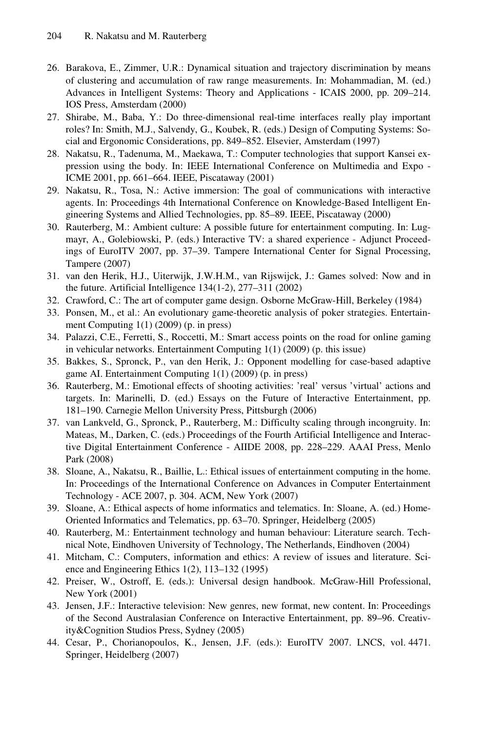26. Barakova, E., Zimmer, U.R.: Dynamical situation and trajectory discrimination by means of clustering and accumulation of raw range measurements. In: Mohammadian, M. (ed.) Advances in Intelligent Systems: Theory and Applications - ICAIS 2000, pp. 209–214. IOS Press, Amsterdam (2000)
27. Shirabe, M., Baba, Y.: Do three-dimensional real-time interfaces really play important roles? In: Smith, M.J., Salvendy, G., Koubek, R. (eds.) Design of Computing Systems: Social and Ergonomic Considerations, pp. 849–852. Elsevier, Amsterdam (1997)
28. Nakatsu, R., Tadenuma, M., Maekawa, T.: Computer technologies that support Kansei expression using the body. In: IEEE International Conference on Multimedia and Expo - ICME 2001, pp. 661–664. IEEE, Piscataway (2001)
29. Nakatsu, R., Tosa, N.: Active immersion: The goal of communications with interactive agents. In: Proceedings 4th International Conference on Knowledge-Based Intelligent Engineering Systems and Allied Technologies, pp. 85–89. IEEE, Piscataway (2000)
30. Rauterberg, M.: Ambient culture: A possible future for entertainment computing. In: Lugmayr, A., Golebiowski, P. (eds.) Interactive TV: a shared experience - Adjunct Proceedings of EuroITV 2007, pp. 37–39. Tampere International Center for Signal Processing, Tampere (2007)
31. van den Herik, H.J., Uiterwijk, J.W.H.M., van Rijswijck, J.: Games solved: Now and in the future. Artificial Intelligence 134(1-2), 277–311 (2002)
32. Crawford, C.: The art of computer game design. Osborne McGraw-Hill, Berkeley (1984)
33. Ponsen, M., et al.: An evolutionary game-theoretic analysis of poker strategies. Entertainment Computing 1(1) (2009) (p. in press)
34. Palazzi, C.E., Ferretti, S., Roccetti, M.: Smart access points on the road for online gaming in vehicular networks. Entertainment Computing 1(1) (2009) (p. this issue)
35. Bakkes, S., Spronck, P., van den Herik, J.: Opponent modelling for case-based adaptive game AI. Entertainment Computing 1(1) (2009) (p. in press)
36. Rauterberg, M.: Emotional effects of shooting activities: 'real' versus 'virtual' actions and targets. In: Marinelli, D. (ed.) Essays on the Future of Interactive Entertainment, pp. 181–190. Carnegie Mellon University Press, Pittsburgh (2006)
37. van Lankveld, G., Spronck, P., Rauterberg, M.: Difficulty scaling through incongruity. In: Mateas, M., Darken, C. (eds.) Proceedings of the Fourth Artificial Intelligence and Interactive Digital Entertainment Conference - AIIDE 2008, pp. 228–229. AAAI Press, Menlo Park (2008)
38. Sloane, A., Nakatsu, R., Baillie, L.: Ethical issues of entertainment computing in the home. In: Proceedings of the International Conference on Advances in Computer Entertainment Technology - ACE 2007, p. 304. ACM, New York (2007)
39. Sloane, A.: Ethical aspects of home informatics and telematics. In: Sloane, A. (ed.) Home-Oriented Informatics and Telematics, pp. 63–70. Springer, Heidelberg (2005)
40. Rauterberg, M.: Entertainment technology and human behaviour: Literature search. Technical Note, Eindhoven University of Technology, The Netherlands, Eindhoven (2004)
41. Mitcham, C.: Computers, information and ethics: A review of issues and literature. Science and Engineering Ethics 1(2), 113–132 (1995)
42. Preiser, W., Ostroff, E. (eds.): Universal design handbook. McGraw-Hill Professional, New York (2001)
43. Jensen, J.F.: Interactive television: New genres, new format, new content. In: Proceedings of the Second Australasian Conference on Interactive Entertainment, pp. 89–96. Creativity&Cognition Studios Press, Sydney (2005)
44. Cesar, P., Chorianopoulos, K., Jensen, J.F. (eds.): EuroITV 2007. LNCS, vol. 4471. Springer, Heidelberg (2007)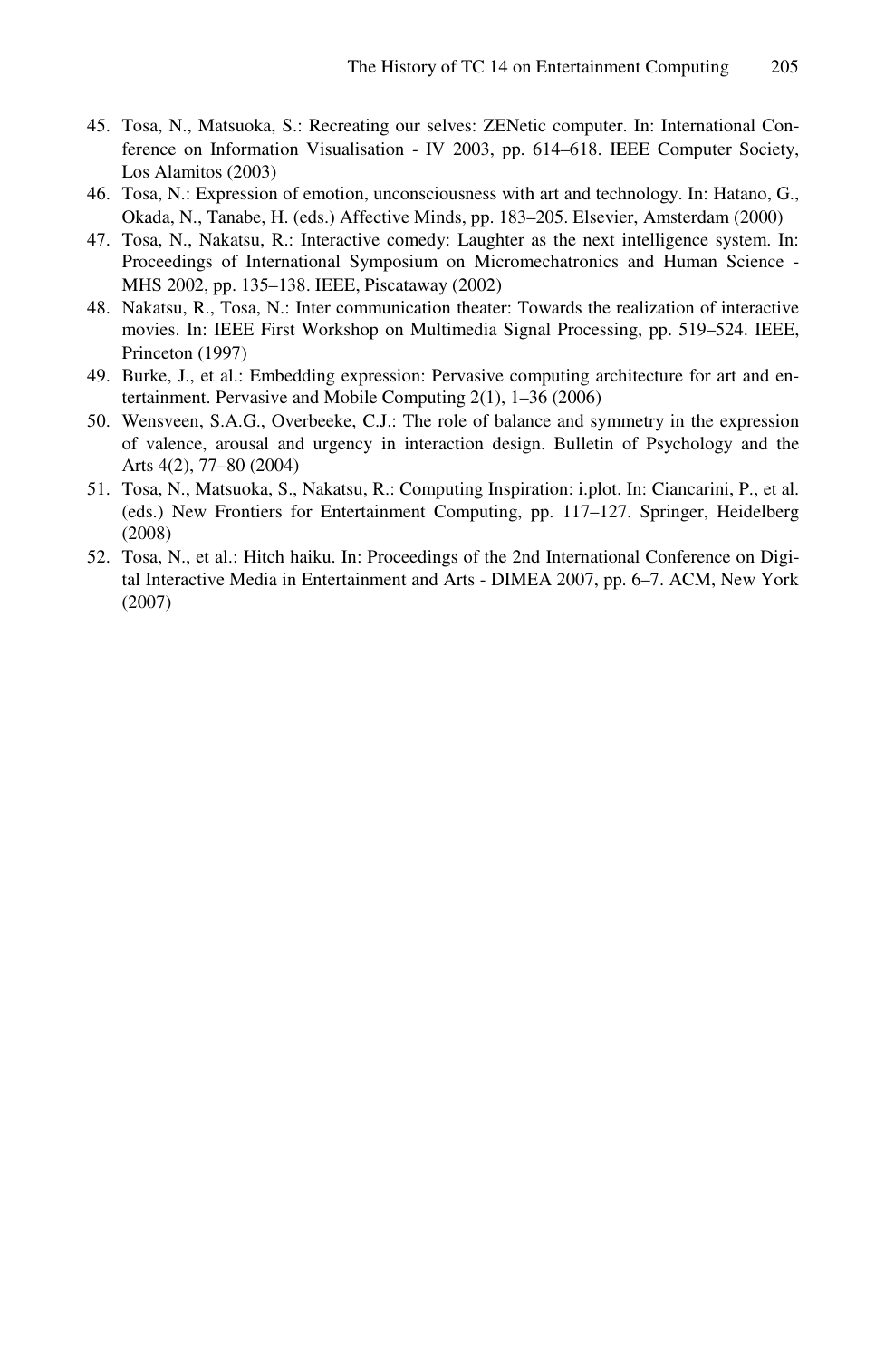45. Tosa, N., Matsuoka, S.: Recreating our selves: ZENetic computer. In: International Conference on Information Visualisation - IV 2003, pp. 614–618. IEEE Computer Society, Los Alamitos (2003)
46. Tosa, N.: Expression of emotion, unconsciousness with art and technology. In: Hatano, G., Okada, N., Tanabe, H. (eds.) Affective Minds, pp. 183–205. Elsevier, Amsterdam (2000)
47. Tosa, N., Nakatsu, R.: Interactive comedy: Laughter as the next intelligence system. In: Proceedings of International Symposium on Micromechatronics and Human Science - MHS 2002, pp. 135–138. IEEE, Piscataway (2002)
48. Nakatsu, R., Tosa, N.: Inter communication theater: Towards the realization of interactive movies. In: IEEE First Workshop on Multimedia Signal Processing, pp. 519–524. IEEE, Princeton (1997)
49. Burke, J., et al.: Embedding expression: Pervasive computing architecture for art and entertainment. Pervasive and Mobile Computing 2(1), 1–36 (2006)
50. Wensveen, S.A.G., Overbeeke, C.J.: The role of balance and symmetry in the expression of valence, arousal and urgency in interaction design. Bulletin of Psychology and the Arts 4(2), 77–80 (2004)
51. Tosa, N., Matsuoka, S., Nakatsu, R.: Computing Inspiration: i.plot. In: Ciancarini, P., et al. (eds.) New Frontiers for Entertainment Computing, pp. 117–127. Springer, Heidelberg (2008)
52. Tosa, N., et al.: Hitch haiku. In: Proceedings of the 2nd International Conference on Digital Interactive Media in Entertainment and Arts - DIMEA 2007, pp. 6–7. ACM, New York (2007)